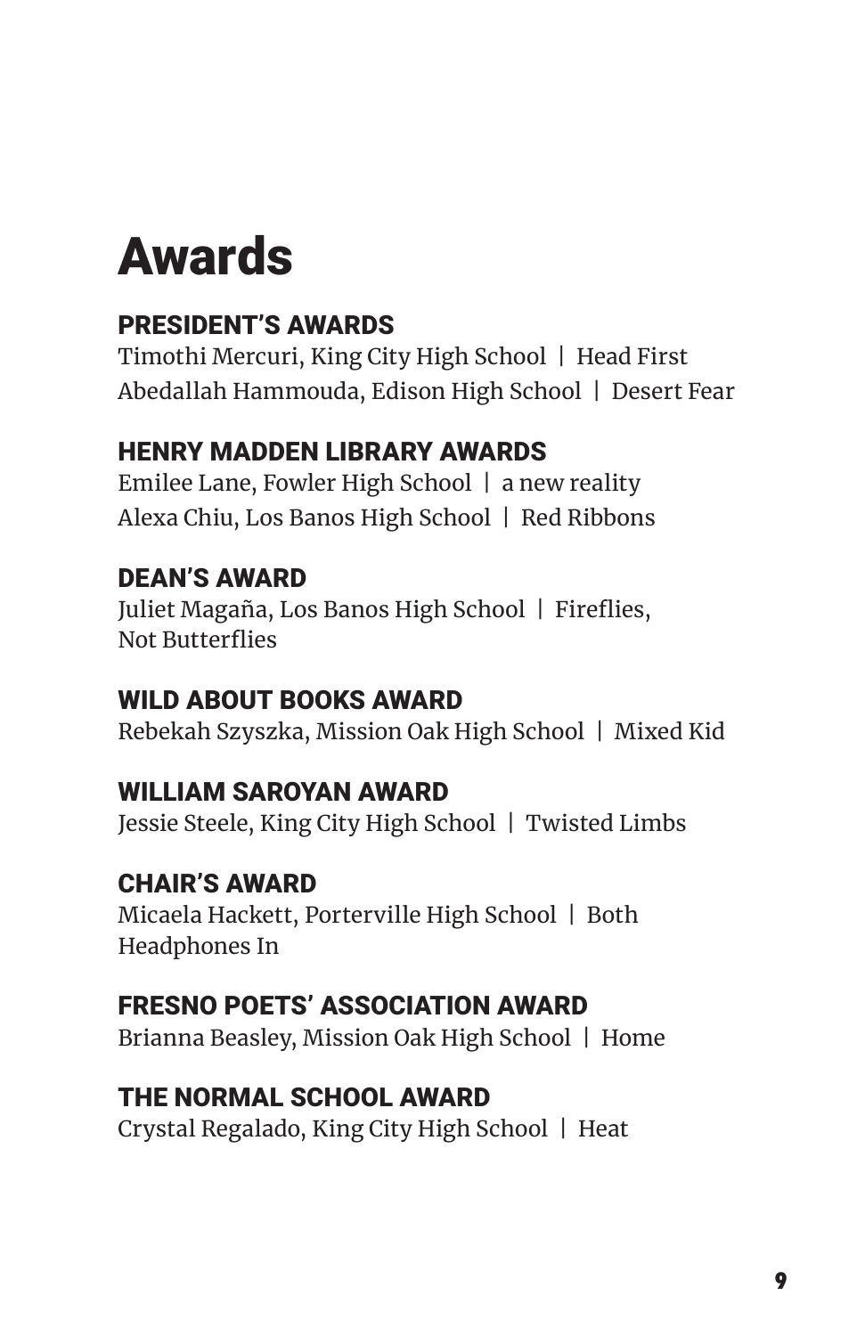# Awards

## PRESIDENT'S AWARDS

Timothi Mercuri, King City High School | Head First
Abedallah Hammouda, Edison High School | Desert Fear

## HENRY MADDEN LIBRARY AWARDS

Emilee Lane, Fowler High School | a new reality
Alexa Chiu, Los Banos High School | Red Ribbons

## DEAN'S AWARD

Juliet Magaña, Los Banos High School | Fireflies, Not Butterflies

## WILD ABOUT BOOKS AWARD

Rebekah Szyszka, Mission Oak High School | Mixed Kid

## WILLIAM SAROYAN AWARD

Jessie Steele, King City High School | Twisted Limbs

## CHAIR'S AWARD

Micaela Hackett, Porterville High School | Both Headphones In

## FRESNO POETS' ASSOCIATION AWARD

Brianna Beasley, Mission Oak High School | Home

## THE NORMAL SCHOOL AWARD

Crystal Regalado, King City High School | Heat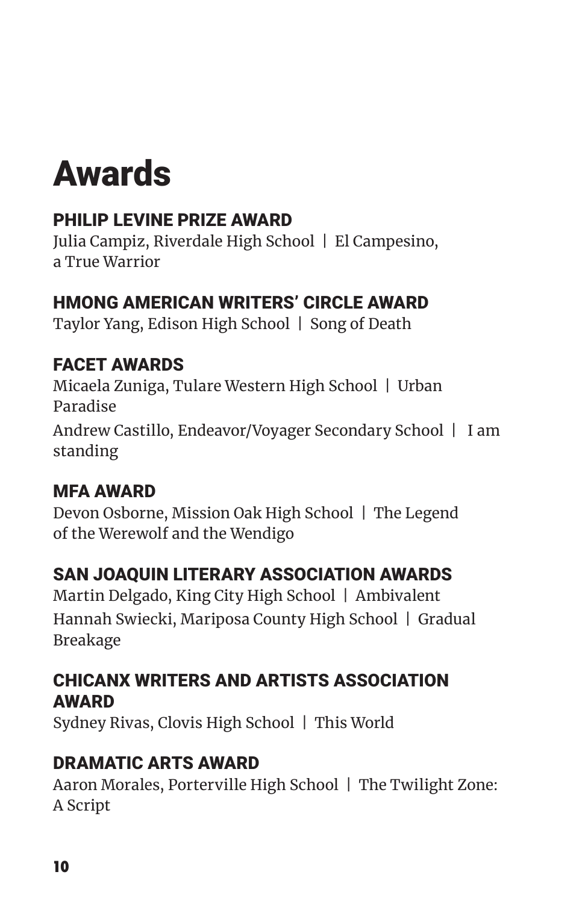# Awards

## PHILIP LEVINE PRIZE AWARD

Julia Campiz, Riverdale High School | El Campesino, a True Warrior

## HMONG AMERICAN WRITERS' CIRCLE AWARD

Taylor Yang, Edison High School | Song of Death

## FACET AWARDS

Micaela Zuniga, Tulare Western High School | Urban Paradise

Andrew Castillo, Endeavor/Voyager Secondary School | I am standing

## MFA AWARD

Devon Osborne, Mission Oak High School | The Legend of the Werewolf and the Wendigo

## SAN JOAQUIN LITERARY ASSOCIATION AWARDS

Martin Delgado, King City High School | Ambivalent

Hannah Swiecki, Mariposa County High School | Gradual Breakage

## CHICANX WRITERS AND ARTISTS ASSOCIATION AWARD

Sydney Rivas, Clovis High School | This World

## DRAMATIC ARTS AWARD

Aaron Morales, Porterville High School | The Twilight Zone: A Script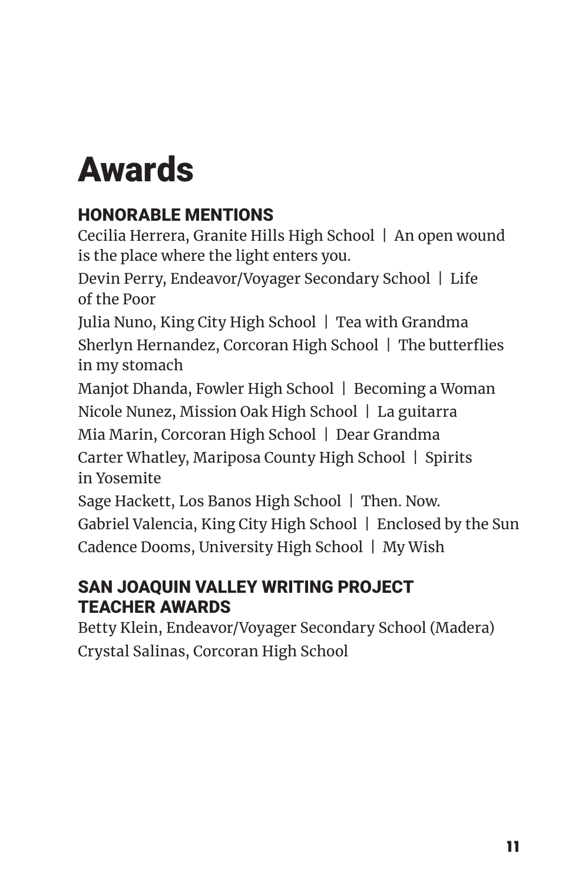# Awards

## HONORABLE MENTIONS

Cecilia Herrera, Granite Hills High School | An open wound is the place where the light enters you.

Devin Perry, Endeavor/Voyager Secondary School | Life of the Poor

Julia Nuno, King City High School | Tea with Grandma

Sherlyn Hernandez, Corcoran High School | The butterflies in my stomach

Manjot Dhanda, Fowler High School | Becoming a Woman

Nicole Nunez, Mission Oak High School | La guitarra

Mia Marin, Corcoran High School | Dear Grandma

Carter Whatley, Mariposa County High School | Spirits in Yosemite

Sage Hackett, Los Banos High School | Then. Now.

Gabriel Valencia, King City High School | Enclosed by the Sun

Cadence Dooms, University High School | My Wish

## SAN JOAQUIN VALLEY WRITING PROJECT TEACHER AWARDS

Betty Klein, Endeavor/Voyager Secondary School (Madera)

Crystal Salinas, Corcoran High School